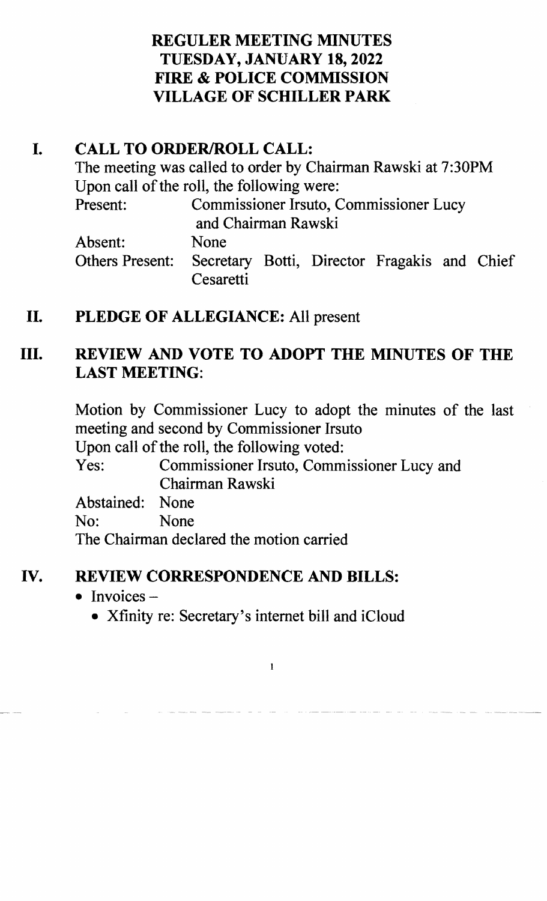# REGULER MEETING MINUTES
# TUESDAY, JANUARY 18, 2022
# FIRE & POLICE COMMISSION
# VILLAGE OF SCHILLER PARK

## I. CALL TO ORDER/ROLL CALL:

The meeting was called to order by Chairman Rawski at 7:30PM
Upon call of the roll, the following were:

Present: Commissioner Irsuto, Commissioner Lucy and Chairman Rawski
Absent: None
Others Present: Secretary Botti, Director Fragakis and Chief Cesaretti

## II. PLEDGE OF ALLEGIANCE: All present

## III. REVIEW AND VOTE TO ADOPT THE MINUTES OF THE LAST MEETING:

Motion by Commissioner Lucy to adopt the minutes of the last meeting and second by Commissioner Irsuto
Upon call of the roll, the following voted:

Yes: Commissioner Irsuto, Commissioner Lucy and Chairman Rawski
Abstained: None
No: None

The Chairman declared the motion carried

## IV. REVIEW CORRESPONDENCE AND BILLS:

- Invoices –
  - Xfinity re: Secretary's internet bill and iCloud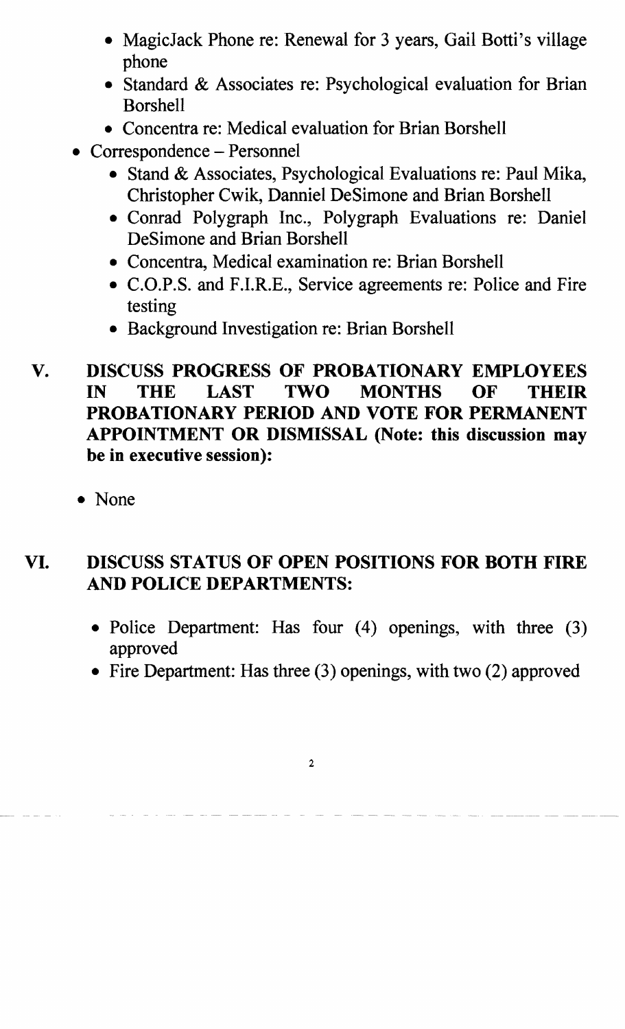- MagicJack Phone re: Renewal for 3 years, Gail Botti's village phone
  - Standard & Associates re: Psychological evaluation for Brian Borshell
  - Concentra re: Medical evaluation for Brian Borshell
- Correspondence – Personnel
  - Stand & Associates, Psychological Evaluations re: Paul Mika, Christopher Cwik, Danniel DeSimone and Brian Borshell
  - Conrad Polygraph Inc., Polygraph Evaluations re: Daniel DeSimone and Brian Borshell
  - Concentra, Medical examination re: Brian Borshell
  - C.O.P.S. and F.I.R.E., Service agreements re: Police and Fire testing
  - Background Investigation re: Brian Borshell

## V. DISCUSS PROGRESS OF PROBATIONARY EMPLOYEES IN THE LAST TWO MONTHS OF THEIR PROBATIONARY PERIOD AND VOTE FOR PERMANENT APPOINTMENT OR DISMISSAL (Note: this discussion may be in executive session):

- None

## VI. DISCUSS STATUS OF OPEN POSITIONS FOR BOTH FIRE AND POLICE DEPARTMENTS:

- Police Department: Has four (4) openings, with three (3) approved
- Fire Department: Has three (3) openings, with two (2) approved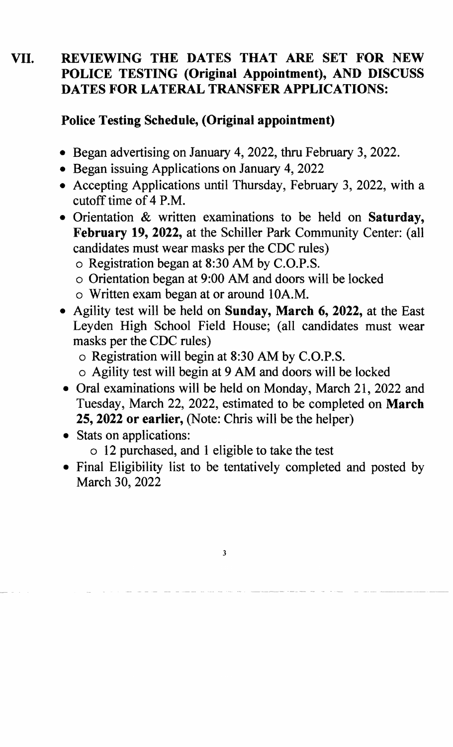## VII. REVIEWING THE DATES THAT ARE SET FOR NEW POLICE TESTING (Original Appointment), AND DISCUSS DATES FOR LATERAL TRANSFER APPLICATIONS:

### Police Testing Schedule, (Original appointment)

- Began advertising on January 4, 2022, thru February 3, 2022.
- Began issuing Applications on January 4, 2022
- Accepting Applications until Thursday, February 3, 2022, with a cutoff time of 4 P.M.
- Orientation & written examinations to be held on **Saturday, February 19, 2022,** at the Schiller Park Community Center: (all candidates must wear masks per the CDC rules)
  - Registration began at 8:30 AM by C.O.P.S.
  - Orientation began at 9:00 AM and doors will be locked
  - Written exam began at or around 10A.M.
- Agility test will be held on **Sunday, March 6, 2022,** at the East Leyden High School Field House; (all candidates must wear masks per the CDC rules)
  - Registration will begin at 8:30 AM by C.O.P.S.
  - Agility test will begin at 9 AM and doors will be locked
- Oral examinations will be held on Monday, March 21, 2022 and Tuesday, March 22, 2022, estimated to be completed on **March 25, 2022 or earlier,** (Note: Chris will be the helper)
- Stats on applications:
  - 12 purchased, and 1 eligible to take the test
- Final Eligibility list to be tentatively completed and posted by March 30, 2022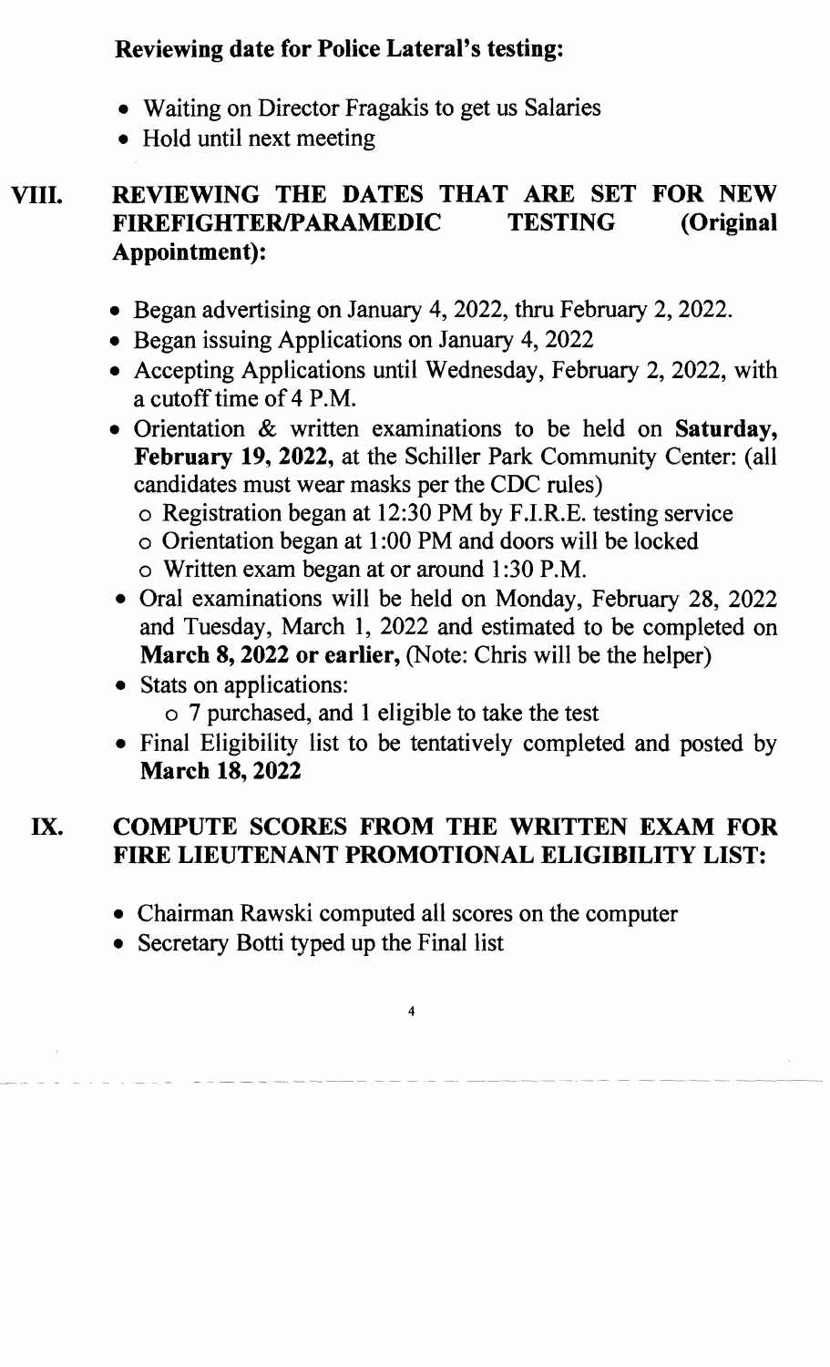**Reviewing date for Police Lateral's testing:**

- Waiting on Director Fragakis to get us Salaries
- Hold until next meeting

## VIII. REVIEWING THE DATES THAT ARE SET FOR NEW FIREFIGHTER/PARAMEDIC TESTING (Original Appointment):

- Began advertising on January 4, 2022, thru February 2, 2022.
- Began issuing Applications on January 4, 2022
- Accepting Applications until Wednesday, February 2, 2022, with a cutoff time of 4 P.M.
- Orientation & written examinations to be held on **Saturday, February 19, 2022,** at the Schiller Park Community Center: (all candidates must wear masks per the CDC rules)
  - Registration began at 12:30 PM by F.I.R.E. testing service
  - Orientation began at 1:00 PM and doors will be locked
  - Written exam began at or around 1:30 P.M.
- Oral examinations will be held on Monday, February 28, 2022 and Tuesday, March 1, 2022 and estimated to be completed on **March 8, 2022 or earlier,** (Note: Chris will be the helper)
- Stats on applications:
  - 7 purchased, and 1 eligible to take the test
- Final Eligibility list to be tentatively completed and posted by **March 18, 2022**

## IX. COMPUTE SCORES FROM THE WRITTEN EXAM FOR FIRE LIEUTENANT PROMOTIONAL ELIGIBILITY LIST:

- Chairman Rawski computed all scores on the computer
- Secretary Botti typed up the Final list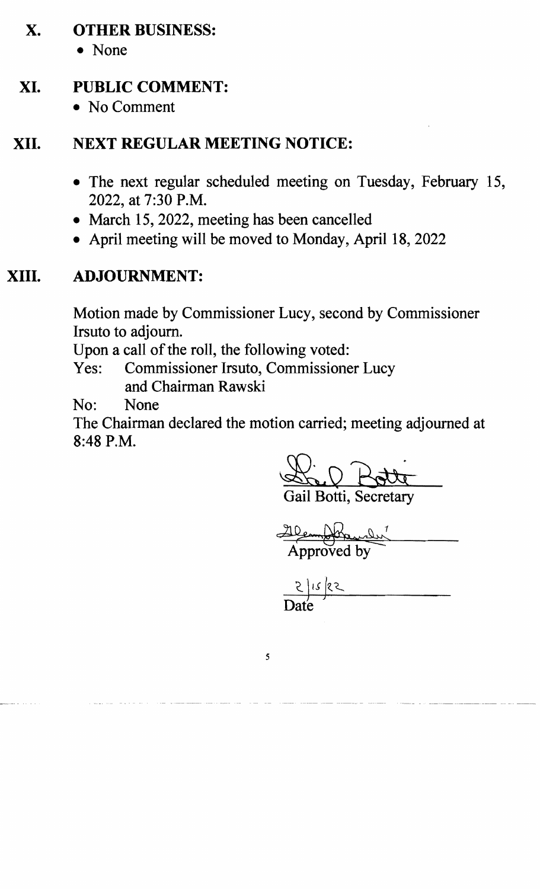## X. OTHER BUSINESS:

- None

## XI. PUBLIC COMMENT:

- No Comment

## XII. NEXT REGULAR MEETING NOTICE:

- The next regular scheduled meeting on Tuesday, February 15, 2022, at 7:30 P.M.
- March 15, 2022, meeting has been cancelled
- April meeting will be moved to Monday, April 18, 2022

## XIII. ADJOURNMENT:

Motion made by Commissioner Lucy, second by Commissioner Irsuto to adjourn.

Upon a call of the roll, the following voted:

Yes: Commissioner Irsuto, Commissioner Lucy and Chairman Rawski

No: None

The Chairman declared the motion carried; meeting adjourned at 8:48 P.M.

Gail Botti, Secretary

Approved by

2/15/22

Date